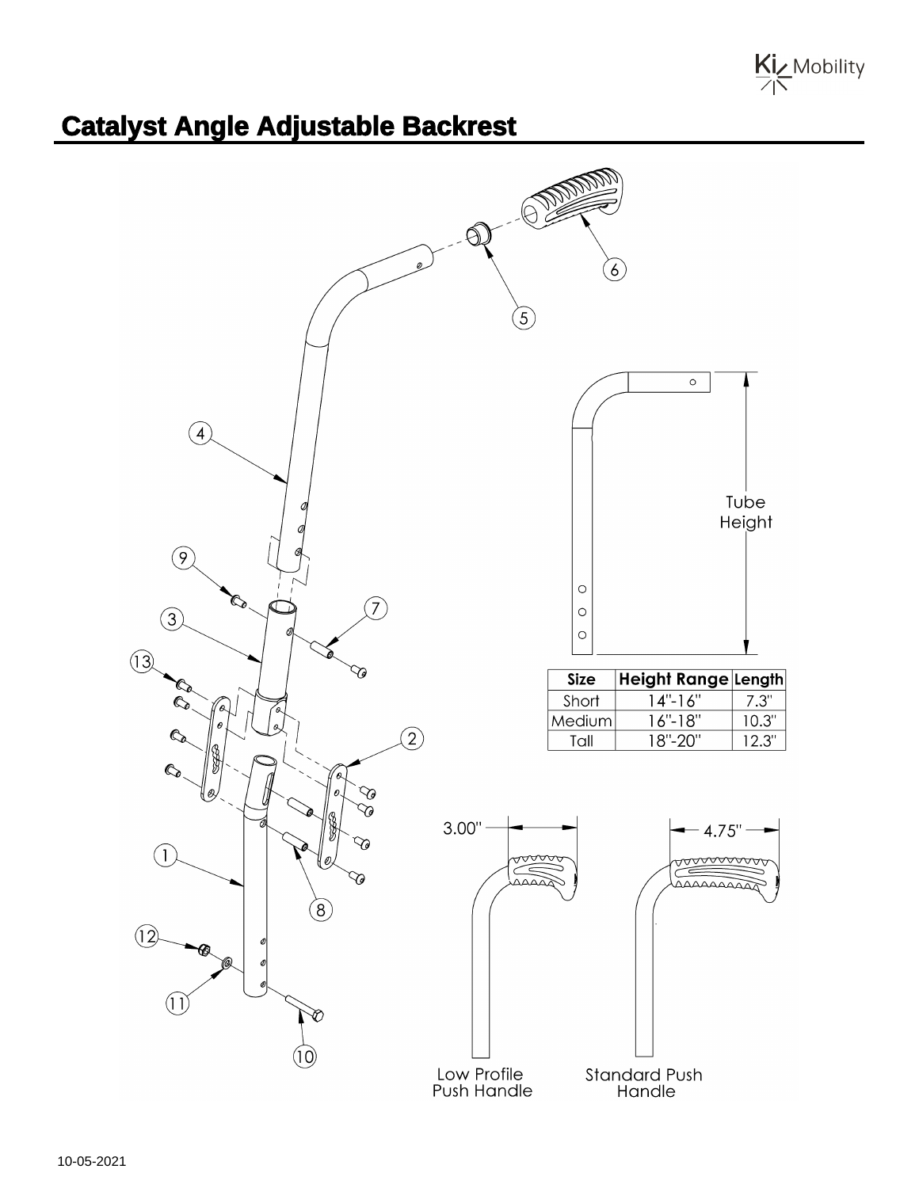# Catalyst Angle Adjustable Backrest

Tube Height

| Size | Height Range | Length |
|---|---|---|
| Short | 14"-16" | 7.3" |
| Medium | 16"-18" | 10.3" |
| Tall | 18"-20" | 12.3" |

3.00"

4.75"

Low Profile Push Handle

Standard Push Handle

10-05-2021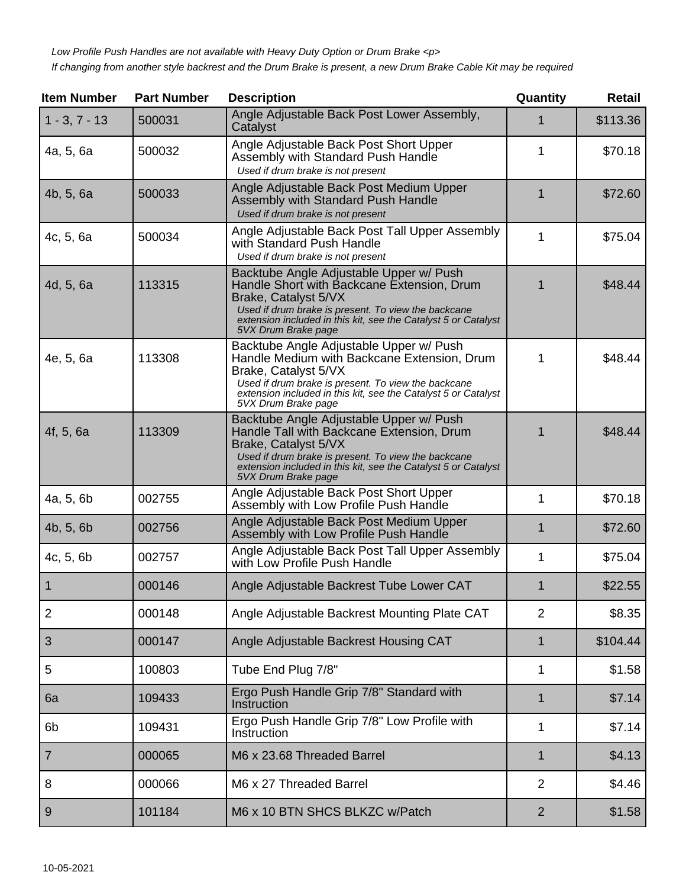*Low Profile Push Handles are not available with Heavy Duty Option or Drum Brake <p>*

*If changing from another style backrest and the Drum Brake is present, a new Drum Brake Cable Kit may be required*

| Item Number | Part Number | Description | Quantity | Retail |
|---|---|---|---|---|
| 1 - 3, 7 - 13 | 500031 | Angle Adjustable Back Post Lower Assembly, Catalyst | 1 | $113.36 |
| 4a, 5, 6a | 500032 | Angle Adjustable Back Post Short Upper Assembly with Standard Push Handle *Used if drum brake is not present* | 1 | $70.18 |
| 4b, 5, 6a | 500033 | Angle Adjustable Back Post Medium Upper Assembly with Standard Push Handle *Used if drum brake is not present* | 1 | $72.60 |
| 4c, 5, 6a | 500034 | Angle Adjustable Back Post Tall Upper Assembly with Standard Push Handle *Used if drum brake is not present* | 1 | $75.04 |
| 4d, 5, 6a | 113315 | Backtube Angle Adjustable Upper w/ Push Handle Short with Backcane Extension, Drum Brake, Catalyst 5/VX *Used if drum brake is present. To view the backcane extension included in this kit, see the Catalyst 5 or Catalyst 5VX Drum Brake page* | 1 | $48.44 |
| 4e, 5, 6a | 113308 | Backtube Angle Adjustable Upper w/ Push Handle Medium with Backcane Extension, Drum Brake, Catalyst 5/VX *Used if drum brake is present. To view the backcane extension included in this kit, see the Catalyst 5 or Catalyst 5VX Drum Brake page* | 1 | $48.44 |
| 4f, 5, 6a | 113309 | Backtube Angle Adjustable Upper w/ Push Handle Tall with Backcane Extension, Drum Brake, Catalyst 5/VX *Used if drum brake is present. To view the backcane extension included in this kit, see the Catalyst 5 or Catalyst 5VX Drum Brake page* | 1 | $48.44 |
| 4a, 5, 6b | 002755 | Angle Adjustable Back Post Short Upper Assembly with Low Profile Push Handle | 1 | $70.18 |
| 4b, 5, 6b | 002756 | Angle Adjustable Back Post Medium Upper Assembly with Low Profile Push Handle | 1 | $72.60 |
| 4c, 5, 6b | 002757 | Angle Adjustable Back Post Tall Upper Assembly with Low Profile Push Handle | 1 | $75.04 |
| 1 | 000146 | Angle Adjustable Backrest Tube Lower CAT | 1 | $22.55 |
| 2 | 000148 | Angle Adjustable Backrest Mounting Plate CAT | 2 | $8.35 |
| 3 | 000147 | Angle Adjustable Backrest Housing CAT | 1 | $104.44 |
| 5 | 100803 | Tube End Plug 7/8" | 1 | $1.58 |
| 6a | 109433 | Ergo Push Handle Grip 7/8" Standard with Instruction | 1 | $7.14 |
| 6b | 109431 | Ergo Push Handle Grip 7/8" Low Profile with Instruction | 1 | $7.14 |
| 7 | 000065 | M6 x 23.68 Threaded Barrel | 1 | $4.13 |
| 8 | 000066 | M6 x 27 Threaded Barrel | 2 | $4.46 |
| 9 | 101184 | M6 x 10 BTN SHCS BLKZC w/Patch | 2 | $1.58 |

10-05-2021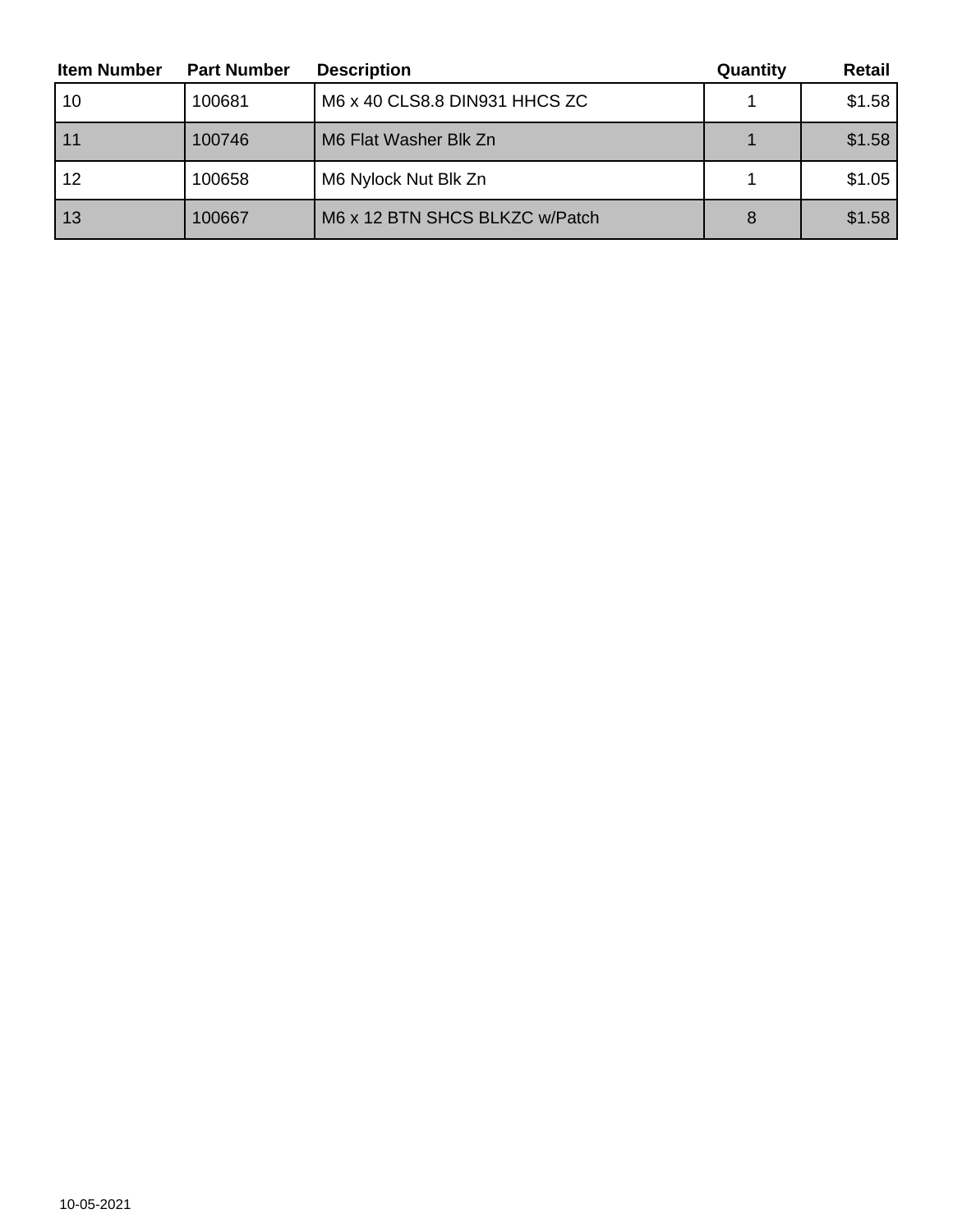| Item Number | Part Number | Description | Quantity | Retail |
|---|---|---|---|---|
| 10 | 100681 | M6 x 40 CLS8.8 DIN931 HHCS ZC | 1 | $1.58 |
| 11 | 100746 | M6 Flat Washer Blk Zn | 1 | $1.58 |
| 12 | 100658 | M6 Nylock Nut Blk Zn | 1 | $1.05 |
| 13 | 100667 | M6 x 12 BTN SHCS BLKZC w/Patch | 8 | $1.58 |

10-05-2021